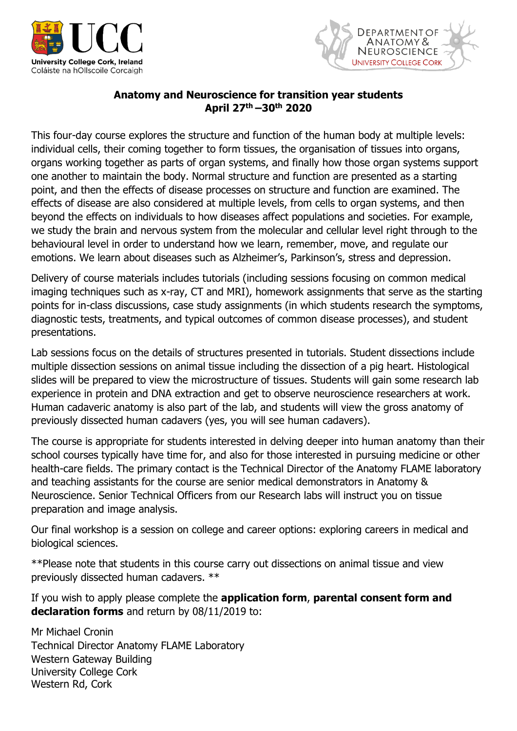University College Cork, Ireland
Coláiste na hOllscoile Corcaigh

Department of Anatomy & Neuroscience
University College Cork

**Anatomy and Neuroscience for transition year students**
**April 27th –30th 2020**

This four-day course explores the structure and function of the human body at multiple levels: individual cells, their coming together to form tissues, the organisation of tissues into organs, organs working together as parts of organ systems, and finally how those organ systems support one another to maintain the body. Normal structure and function are presented as a starting point, and then the effects of disease processes on structure and function are examined. The effects of disease are also considered at multiple levels, from cells to organ systems, and then beyond the effects on individuals to how diseases affect populations and societies. For example, we study the brain and nervous system from the molecular and cellular level right through to the behavioural level in order to understand how we learn, remember, move, and regulate our emotions. We learn about diseases such as Alzheimer's, Parkinson's, stress and depression.

Delivery of course materials includes tutorials (including sessions focusing on common medical imaging techniques such as x-ray, CT and MRI), homework assignments that serve as the starting points for in-class discussions, case study assignments (in which students research the symptoms, diagnostic tests, treatments, and typical outcomes of common disease processes), and student presentations.

Lab sessions focus on the details of structures presented in tutorials. Student dissections include multiple dissection sessions on animal tissue including the dissection of a pig heart. Histological slides will be prepared to view the microstructure of tissues. Students will gain some research lab experience in protein and DNA extraction and get to observe neuroscience researchers at work. Human cadaveric anatomy is also part of the lab, and students will view the gross anatomy of previously dissected human cadavers (yes, you will see human cadavers).

The course is appropriate for students interested in delving deeper into human anatomy than their school courses typically have time for, and also for those interested in pursuing medicine or other health-care fields. The primary contact is the Technical Director of the Anatomy FLAME laboratory and teaching assistants for the course are senior medical demonstrators in Anatomy & Neuroscience. Senior Technical Officers from our Research labs will instruct you on tissue preparation and image analysis.

Our final workshop is a session on college and career options: exploring careers in medical and biological sciences.

**Please note that students in this course carry out dissections on animal tissue and view previously dissected human cadavers. **

If you wish to apply please complete the **application form**, **parental consent form and declaration forms** and return by 08/11/2019 to:

Mr Michael Cronin
Technical Director Anatomy FLAME Laboratory
Western Gateway Building
University College Cork
Western Rd, Cork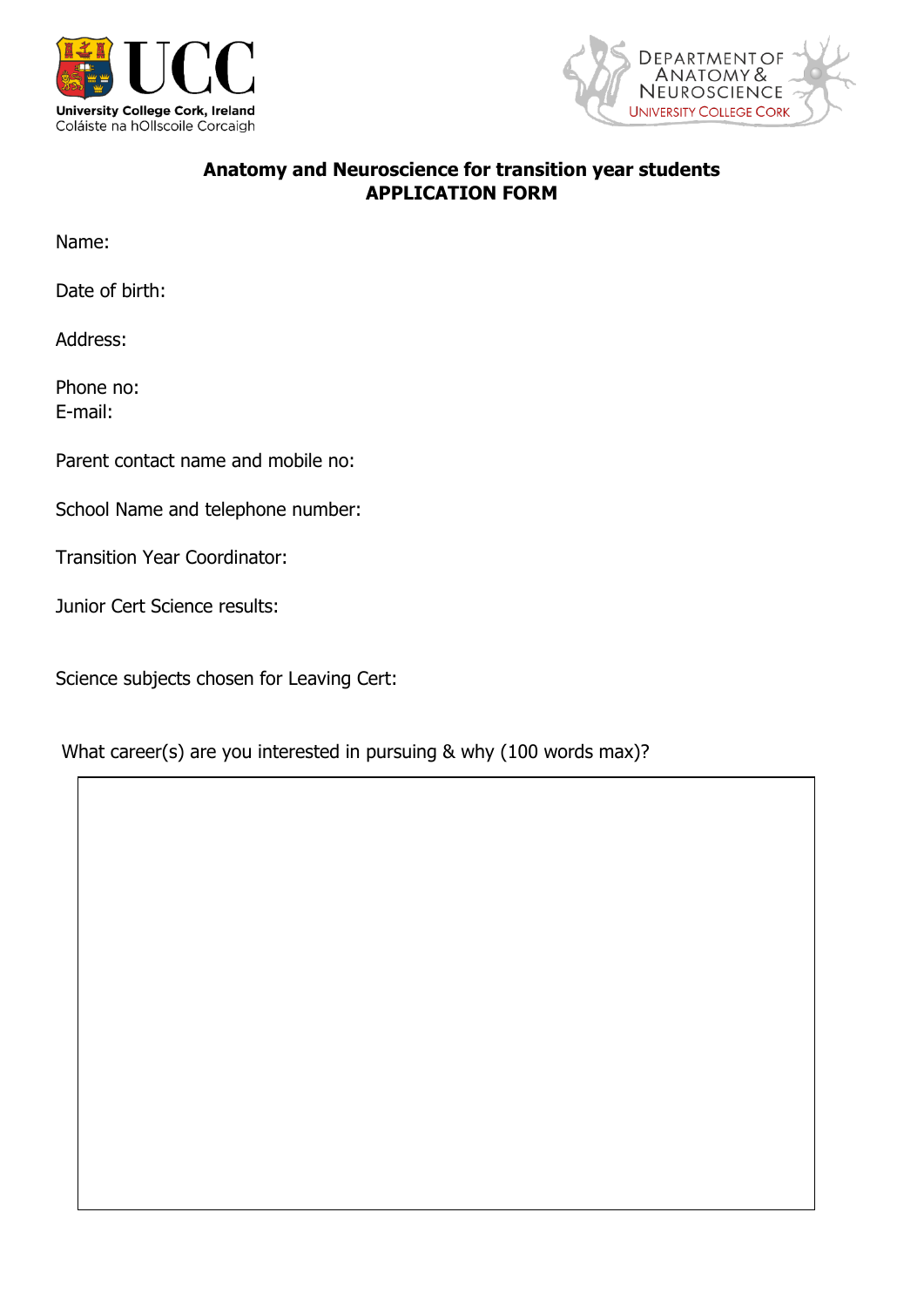University College Cork, Ireland
Coláiste na hOllscoile Corcaigh

Department of Anatomy & Neuroscience
University College Cork

**Anatomy and Neuroscience for transition year students**
**APPLICATION FORM**

Name:

Date of birth:

Address:

Phone no:
E-mail:

Parent contact name and mobile no:

School Name and telephone number:

Transition Year Coordinator:

Junior Cert Science results:

Science subjects chosen for Leaving Cert:

What career(s) are you interested in pursuing & why (100 words max)?

| |
|---|
| |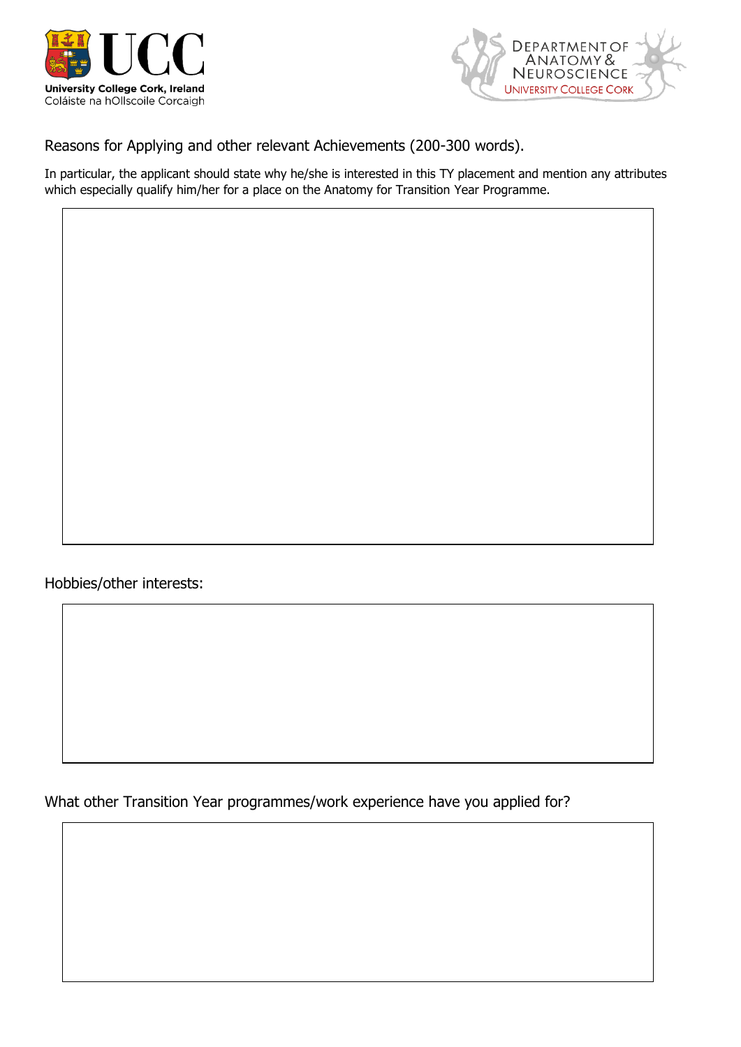Reasons for Applying and other relevant Achievements (200-300 words).

In particular, the applicant should state why he/she is interested in this TY placement and mention any attributes which especially qualify him/her for a place on the Anatomy for Transition Year Programme.

Hobbies/other interests:

What other Transition Year programmes/work experience have you applied for?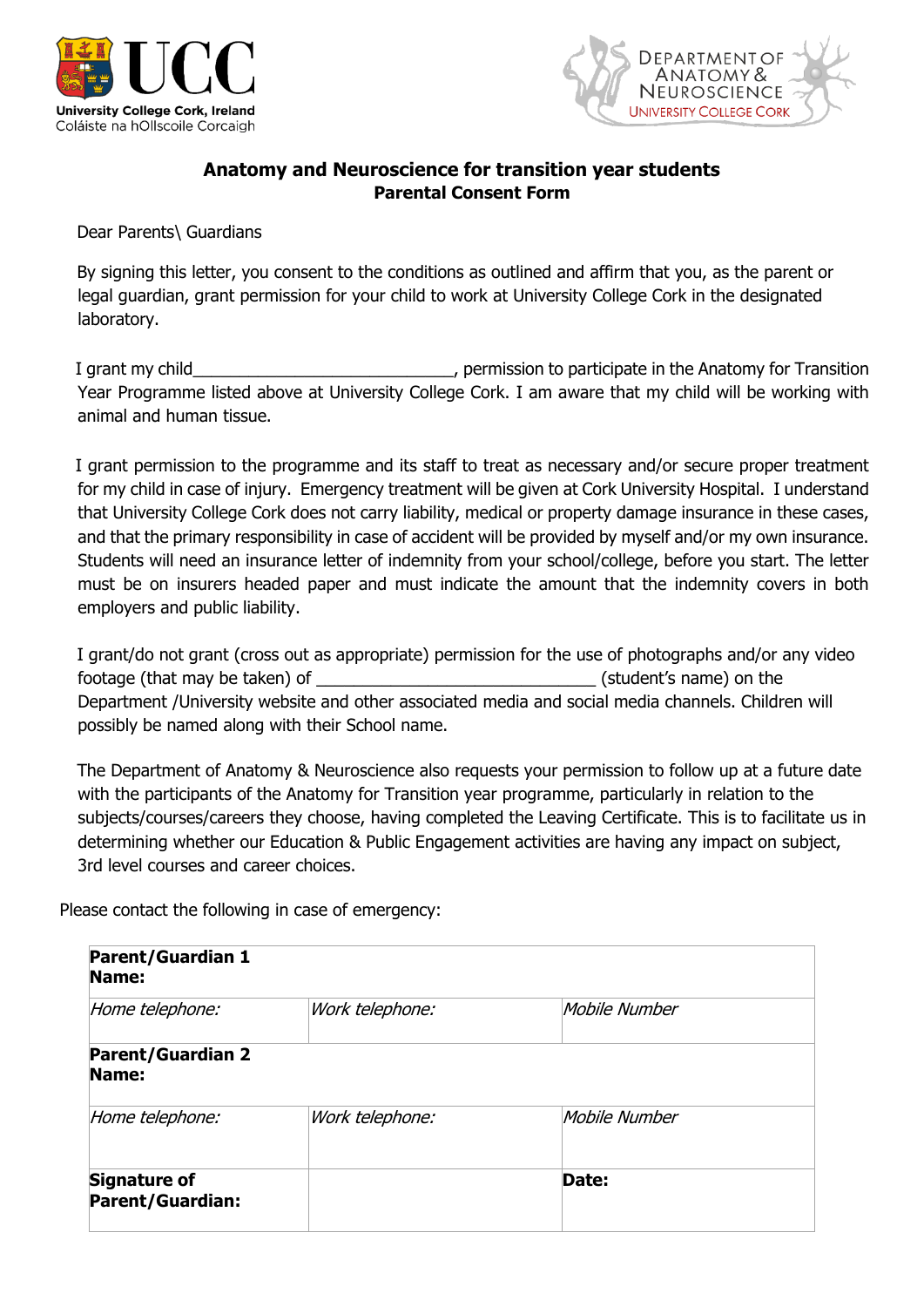University College Cork, Ireland
Coláiste na hOllscoile Corcaigh

DEPARTMENT OF ANATOMY & NEUROSCIENCE
UNIVERSITY COLLEGE CORK

## Anatomy and Neuroscience for transition year students

### Parental Consent Form

Dear Parents\ Guardians

By signing this letter, you consent to the conditions as outlined and affirm that you, as the parent or legal guardian, grant permission for your child to work at University College Cork in the designated laboratory.

I grant my child_____________________________, permission to participate in the Anatomy for Transition Year Programme listed above at University College Cork. I am aware that my child will be working with animal and human tissue.

I grant permission to the programme and its staff to treat as necessary and/or secure proper treatment for my child in case of injury. Emergency treatment will be given at Cork University Hospital. I understand that University College Cork does not carry liability, medical or property damage insurance in these cases, and that the primary responsibility in case of accident will be provided by myself and/or my own insurance. Students will need an insurance letter of indemnity from your school/college, before you start. The letter must be on insurers headed paper and must indicate the amount that the indemnity covers in both employers and public liability.

I grant/do not grant (cross out as appropriate) permission for the use of photographs and/or any video footage (that may be taken) of _______________________________ (student's name) on the Department /University website and other associated media and social media channels. Children will possibly be named along with their School name.

The Department of Anatomy & Neuroscience also requests your permission to follow up at a future date with the participants of the Anatomy for Transition year programme, particularly in relation to the subjects/courses/careers they choose, having completed the Leaving Certificate. This is to facilitate us in determining whether our Education & Public Engagement activities are having any impact on subject, 3rd level courses and career choices.

Please contact the following in case of emergency:

| **Parent/Guardian 1 Name:** | | |
|---|---|---|
| *Home telephone:* | *Work telephone:* | *Mobile Number* |
| **Parent/Guardian 2 Name:** | | |
| *Home telephone:* | *Work telephone:* | *Mobile Number* |
| **Signature of Parent/Guardian:** | | **Date:** |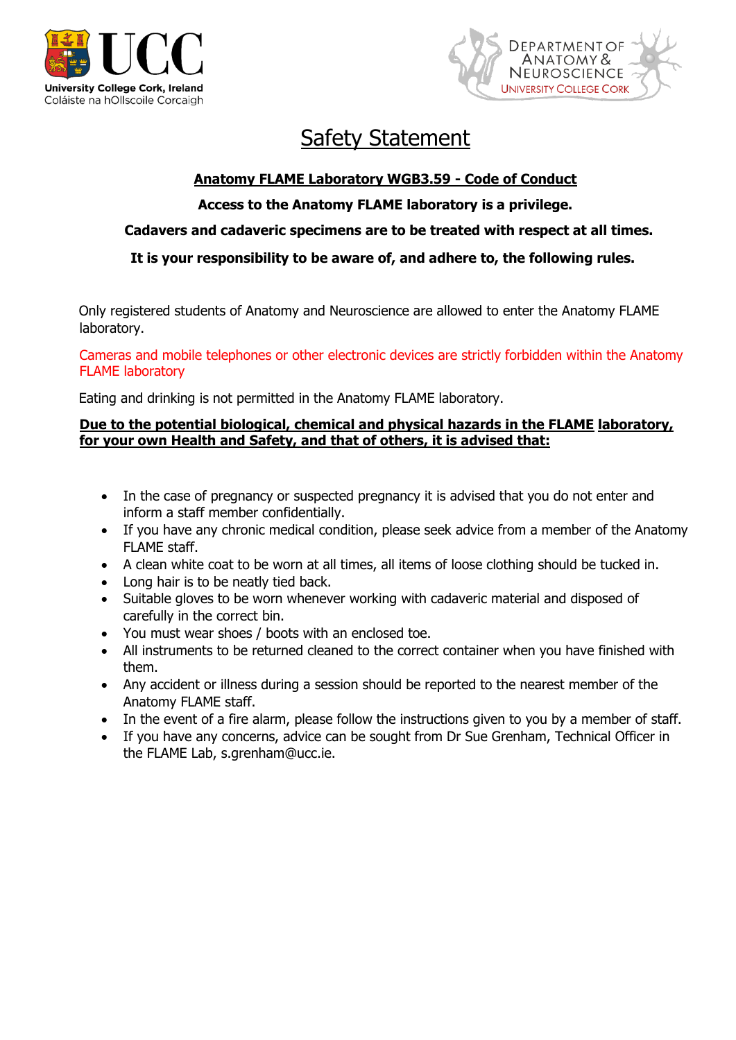# Safety Statement

**Anatomy FLAME Laboratory WGB3.59 - Code of Conduct**

**Access to the Anatomy FLAME laboratory is a privilege.**

**Cadavers and cadaveric specimens are to be treated with respect at all times.**

**It is your responsibility to be aware of, and adhere to, the following rules.**

Only registered students of Anatomy and Neuroscience are allowed to enter the Anatomy FLAME laboratory.

Cameras and mobile telephones or other electronic devices are strictly forbidden within the Anatomy FLAME laboratory

Eating and drinking is not permitted in the Anatomy FLAME laboratory.

**Due to the potential biological, chemical and physical hazards in the FLAME laboratory, for your own Health and Safety, and that of others, it is advised that:**

- In the case of pregnancy or suspected pregnancy it is advised that you do not enter and inform a staff member confidentially.
- If you have any chronic medical condition, please seek advice from a member of the Anatomy FLAME staff.
- A clean white coat to be worn at all times, all items of loose clothing should be tucked in.
- Long hair is to be neatly tied back.
- Suitable gloves to be worn whenever working with cadaveric material and disposed of carefully in the correct bin.
- You must wear shoes / boots with an enclosed toe.
- All instruments to be returned cleaned to the correct container when you have finished with them.
- Any accident or illness during a session should be reported to the nearest member of the Anatomy FLAME staff.
- In the event of a fire alarm, please follow the instructions given to you by a member of staff.
- If you have any concerns, advice can be sought from Dr Sue Grenham, Technical Officer in the FLAME Lab, s.grenham@ucc.ie.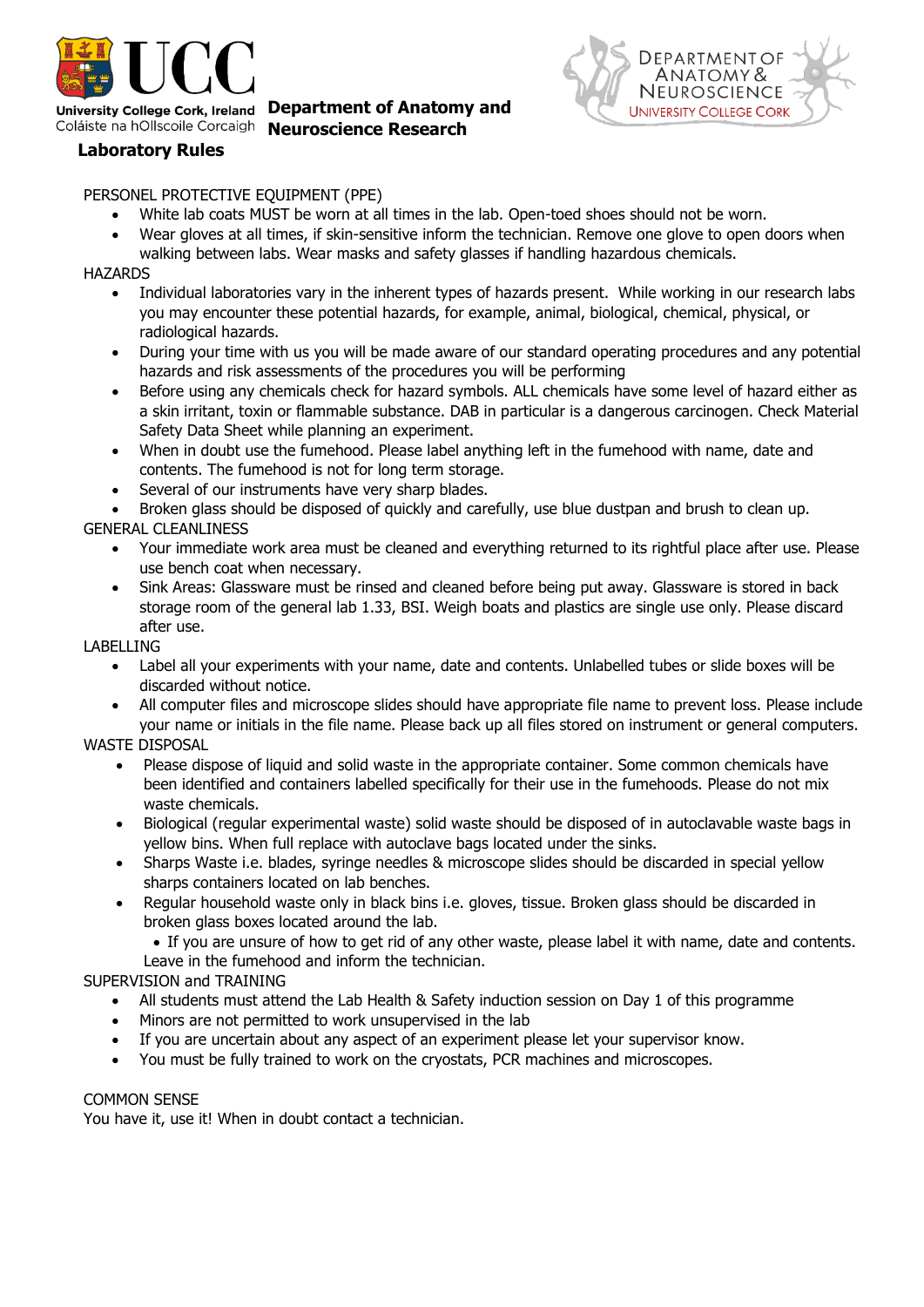University College Cork, Ireland
Coláiste na hOllscoile Corcaigh

**Department of Anatomy and Neuroscience Research**

DEPARTMENT OF ANATOMY & NEUROSCIENCE
UNIVERSITY COLLEGE CORK

## Laboratory Rules

PERSONEL PROTECTIVE EQUIPMENT (PPE)

- White lab coats MUST be worn at all times in the lab. Open-toed shoes should not be worn.
- Wear gloves at all times, if skin-sensitive inform the technician. Remove one glove to open doors when walking between labs. Wear masks and safety glasses if handling hazardous chemicals.

HAZARDS

- Individual laboratories vary in the inherent types of hazards present. While working in our research labs you may encounter these potential hazards, for example, animal, biological, chemical, physical, or radiological hazards.
- During your time with us you will be made aware of our standard operating procedures and any potential hazards and risk assessments of the procedures you will be performing
- Before using any chemicals check for hazard symbols. ALL chemicals have some level of hazard either as a skin irritant, toxin or flammable substance. DAB in particular is a dangerous carcinogen. Check Material Safety Data Sheet while planning an experiment.
- When in doubt use the fumehood. Please label anything left in the fumehood with name, date and contents. The fumehood is not for long term storage.
- Several of our instruments have very sharp blades.
- Broken glass should be disposed of quickly and carefully, use blue dustpan and brush to clean up.

GENERAL CLEANLINESS

- Your immediate work area must be cleaned and everything returned to its rightful place after use. Please use bench coat when necessary.
- Sink Areas: Glassware must be rinsed and cleaned before being put away. Glassware is stored in back storage room of the general lab 1.33, BSI. Weigh boats and plastics are single use only. Please discard after use.

LABELLING

- Label all your experiments with your name, date and contents. Unlabelled tubes or slide boxes will be discarded without notice.
- All computer files and microscope slides should have appropriate file name to prevent loss. Please include your name or initials in the file name. Please back up all files stored on instrument or general computers.

WASTE DISPOSAL

- Please dispose of liquid and solid waste in the appropriate container. Some common chemicals have been identified and containers labelled specifically for their use in the fumehoods. Please do not mix waste chemicals.
- Biological (regular experimental waste) solid waste should be disposed of in autoclavable waste bags in yellow bins. When full replace with autoclave bags located under the sinks.
- Sharps Waste i.e. blades, syringe needles & microscope slides should be discarded in special yellow sharps containers located on lab benches.
- Regular household waste only in black bins i.e. gloves, tissue. Broken glass should be discarded in broken glass boxes located around the lab.
- If you are unsure of how to get rid of any other waste, please label it with name, date and contents. Leave in the fumehood and inform the technician.

SUPERVISION and TRAINING

- All students must attend the Lab Health & Safety induction session on Day 1 of this programme
- Minors are not permitted to work unsupervised in the lab
- If you are uncertain about any aspect of an experiment please let your supervisor know.
- You must be fully trained to work on the cryostats, PCR machines and microscopes.

COMMON SENSE

You have it, use it! When in doubt contact a technician.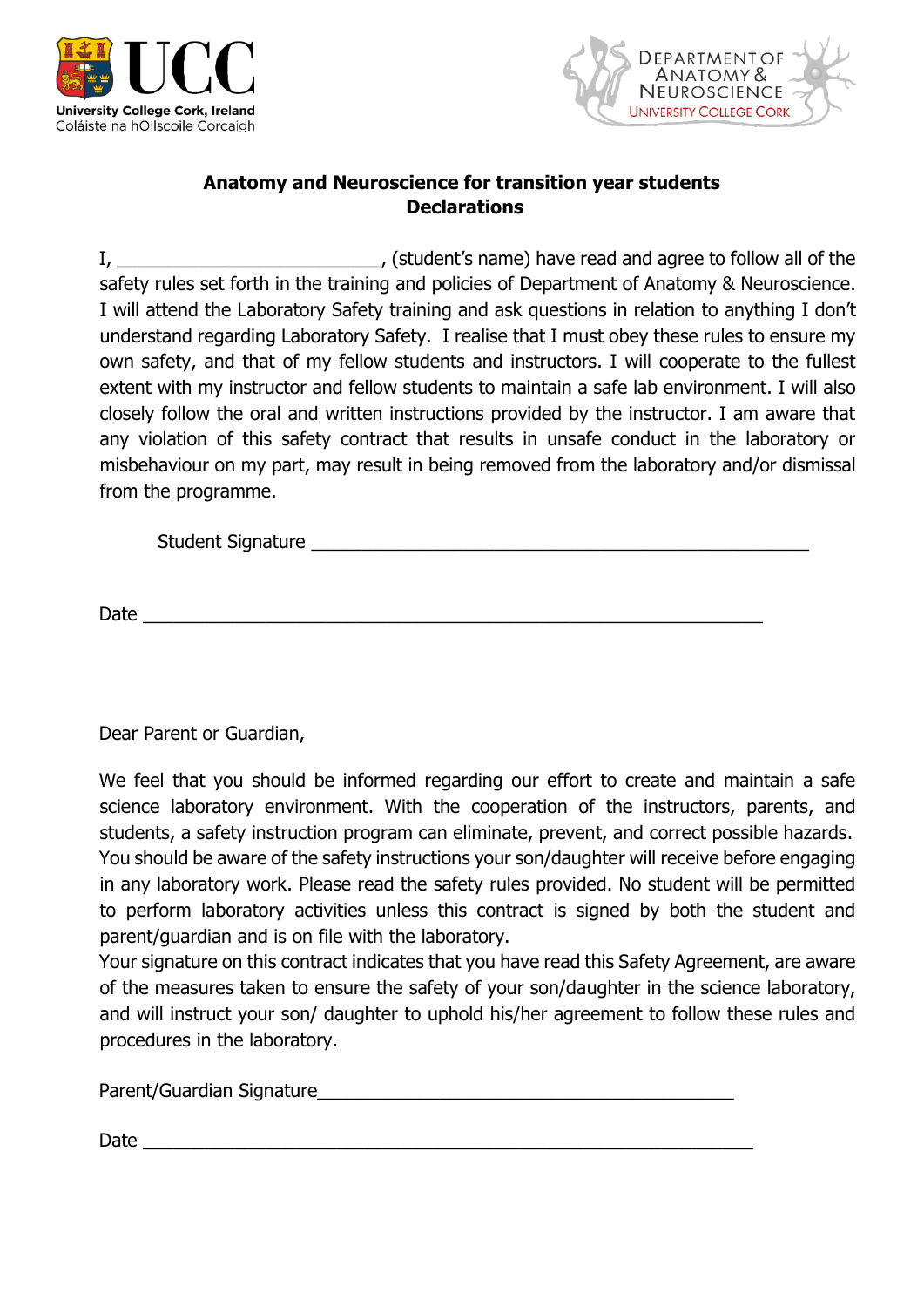UCC
University College Cork, Ireland
Coláiste na hOllscoile Corcaigh

DEPARTMENT OF ANATOMY & NEUROSCIENCE
UNIVERSITY COLLEGE CORK

**Anatomy and Neuroscience for transition year students**
**Declarations**

I, ___________________________, (student's name) have read and agree to follow all of the safety rules set forth in the training and policies of Department of Anatomy & Neuroscience. I will attend the Laboratory Safety training and ask questions in relation to anything I don't understand regarding Laboratory Safety. I realise that I must obey these rules to ensure my own safety, and that of my fellow students and instructors. I will cooperate to the fullest extent with my instructor and fellow students to maintain a safe lab environment. I will also closely follow the oral and written instructions provided by the instructor. I am aware that any violation of this safety contract that results in unsafe conduct in the laboratory or misbehaviour on my part, may result in being removed from the laboratory and/or dismissal from the programme.

Student Signature ___________________________________________________

Date ________________________________________________________________

Dear Parent or Guardian,

We feel that you should be informed regarding our effort to create and maintain a safe science laboratory environment. With the cooperation of the instructors, parents, and students, a safety instruction program can eliminate, prevent, and correct possible hazards. You should be aware of the safety instructions your son/daughter will receive before engaging in any laboratory work. Please read the safety rules provided. No student will be permitted to perform laboratory activities unless this contract is signed by both the student and parent/guardian and is on file with the laboratory.
Your signature on this contract indicates that you have read this Safety Agreement, are aware of the measures taken to ensure the safety of your son/daughter in the science laboratory, and will instruct your son/ daughter to uphold his/her agreement to follow these rules and procedures in the laboratory.

Parent/Guardian Signature___________________________________________

Date ________________________________________________________________